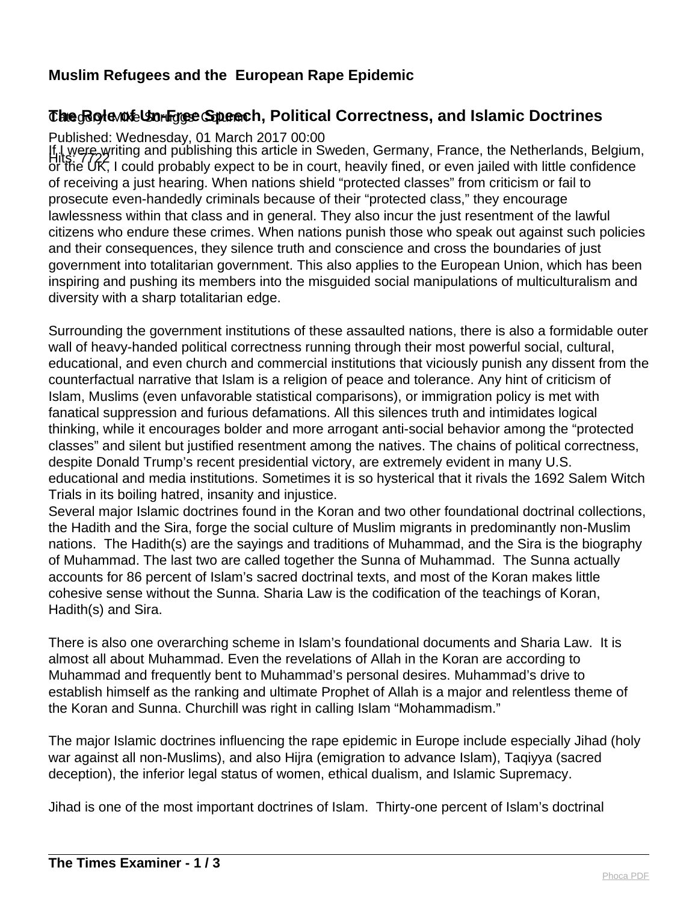## Muslim Refugees and the European Rape Epidemic

## The Role of Un-Free Speech, Political Correctness, and Islamic Doctrines

Category: Mike Scruggs Column

Published: Wednesday, 01 March 2017 00:00

Hits: 7722

If I were writing and publishing this article in Sweden, Germany, France, the Netherlands, Belgium, or the UK, I could probably expect to be in court, heavily fined, or even jailed with little confidence of receiving a just hearing. When nations shield "protected classes" from criticism or fail to prosecute even-handedly criminals because of their "protected class," they encourage lawlessness within that class and in general. They also incur the just resentment of the lawful citizens who endure these crimes. When nations punish those who speak out against such policies and their consequences, they silence truth and conscience and cross the boundaries of just government into totalitarian government. This also applies to the European Union, which has been inspiring and pushing its members into the misguided social manipulations of multiculturalism and diversity with a sharp totalitarian edge.

Surrounding the government institutions of these assaulted nations, there is also a formidable outer wall of heavy-handed political correctness running through their most powerful social, cultural, educational, and even church and commercial institutions that viciously punish any dissent from the counterfactual narrative that Islam is a religion of peace and tolerance. Any hint of criticism of Islam, Muslims (even unfavorable statistical comparisons), or immigration policy is met with fanatical suppression and furious defamations. All this silences truth and intimidates logical thinking, while it encourages bolder and more arrogant anti-social behavior among the "protected classes" and silent but justified resentment among the natives. The chains of political correctness, despite Donald Trump's recent presidential victory, are extremely evident in many U.S. educational and media institutions. Sometimes it is so hysterical that it rivals the 1692 Salem Witch Trials in its boiling hatred, insanity and injustice.

Several major Islamic doctrines found in the Koran and two other foundational doctrinal collections, the Hadith and the Sira, forge the social culture of Muslim migrants in predominantly non-Muslim nations. The Hadith(s) are the sayings and traditions of Muhammad, and the Sira is the biography of Muhammad. The last two are called together the Sunna of Muhammad. The Sunna actually accounts for 86 percent of Islam's sacred doctrinal texts, and most of the Koran makes little cohesive sense without the Sunna. Sharia Law is the codification of the teachings of Koran, Hadith(s) and Sira.

There is also one overarching scheme in Islam's foundational documents and Sharia Law. It is almost all about Muhammad. Even the revelations of Allah in the Koran are according to Muhammad and frequently bent to Muhammad's personal desires. Muhammad's drive to establish himself as the ranking and ultimate Prophet of Allah is a major and relentless theme of the Koran and Sunna. Churchill was right in calling Islam "Mohammadism."

The major Islamic doctrines influencing the rape epidemic in Europe include especially Jihad (holy war against all non-Muslims), and also Hijra (emigration to advance Islam), Taqiyya (sacred deception), the inferior legal status of women, ethical dualism, and Islamic Supremacy.

Jihad is one of the most important doctrines of Islam. Thirty-one percent of Islam's doctrinal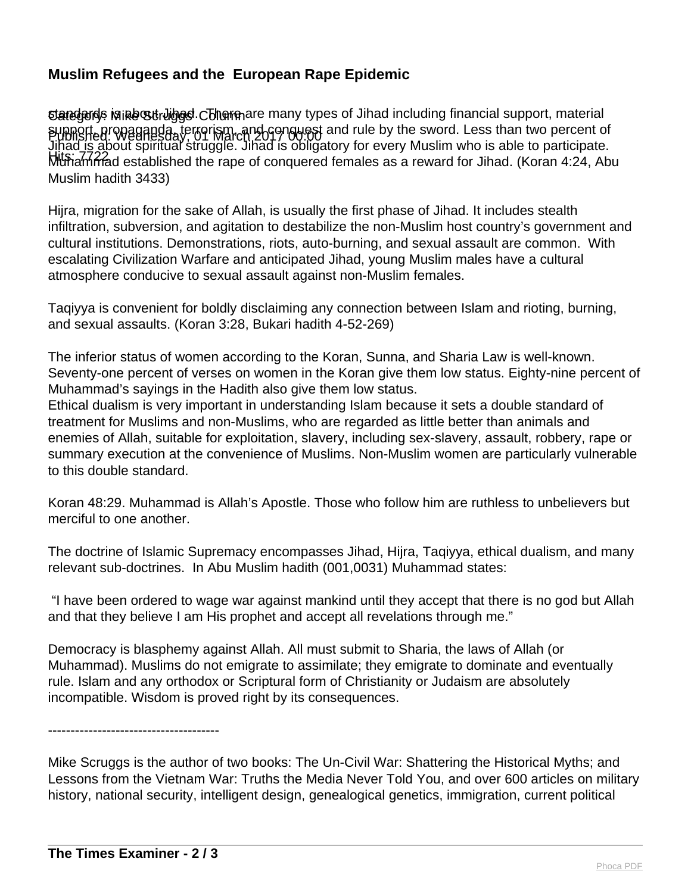standards is about Jihad. There are many types of Jihad including financial support, material support, propaganda, terrorism, and conquest and rule by the sword. Less than two percent of Jihad is about spiritual struggle. Jihad is obligatory for every Muslim who is able to participate. Muhammad established the rape of conquered females as a reward for Jihad. (Koran 4:24, Abu Muslim hadith 3433)

Hijra, migration for the sake of Allah, is usually the first phase of Jihad. It includes stealth infiltration, subversion, and agitation to destabilize the non-Muslim host country's government and cultural institutions. Demonstrations, riots, auto-burning, and sexual assault are common. With escalating Civilization Warfare and anticipated Jihad, young Muslim males have a cultural atmosphere conducive to sexual assault against non-Muslim females.

Taqiyya is convenient for boldly disclaiming any connection between Islam and rioting, burning, and sexual assaults. (Koran 3:28, Bukari hadith 4-52-269)

The inferior status of women according to the Koran, Sunna, and Sharia Law is well-known. Seventy-one percent of verses on women in the Koran give them low status. Eighty-nine percent of Muhammad's sayings in the Hadith also give them low status.
Ethical dualism is very important in understanding Islam because it sets a double standard of treatment for Muslims and non-Muslims, who are regarded as little better than animals and enemies of Allah, suitable for exploitation, slavery, including sex-slavery, assault, robbery, rape or summary execution at the convenience of Muslims. Non-Muslim women are particularly vulnerable to this double standard.

Koran 48:29. Muhammad is Allah's Apostle. Those who follow him are ruthless to unbelievers but merciful to one another.

The doctrine of Islamic Supremacy encompasses Jihad, Hijra, Taqiyya, ethical dualism, and many relevant sub-doctrines. In Abu Muslim hadith (001,0031) Muhammad states:

"I have been ordered to wage war against mankind until they accept that there is no god but Allah and that they believe I am His prophet and accept all revelations through me."

Democracy is blasphemy against Allah. All must submit to Sharia, the laws of Allah (or Muhammad). Muslims do not emigrate to assimilate; they emigrate to dominate and eventually rule. Islam and any orthodox or Scriptural form of Christianity or Judaism are absolutely incompatible. Wisdom is proved right by its consequences.

--------------------------------------

Mike Scruggs is the author of two books: The Un-Civil War: Shattering the Historical Myths; and Lessons from the Vietnam War: Truths the Media Never Told You, and over 600 articles on military history, national security, intelligent design, genealogical genetics, immigration, current political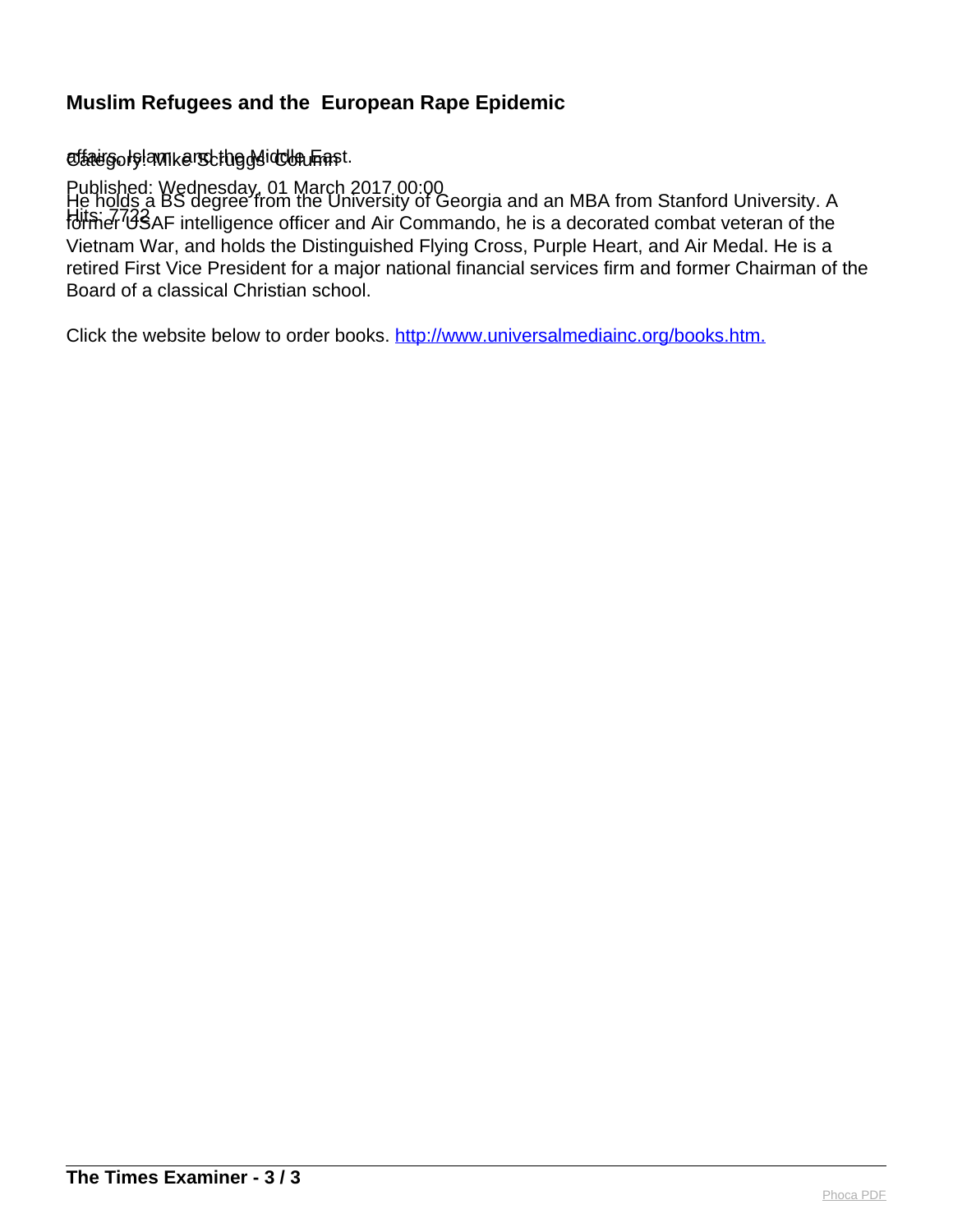affairs, Islam, and the Middle East.

He holds a BS degree from the University of Georgia and an MBA from Stanford University. A former USAF intelligence officer and Air Commando, he is a decorated combat veteran of the Vietnam War, and holds the Distinguished Flying Cross, Purple Heart, and Air Medal. He is a retired First Vice President for a major national financial services firm and former Chairman of the Board of a classical Christian school.

Click the website below to order books. [http://www.universalmediainc.org/books.htm.](http://www.universalmediainc.org/books.htm.)